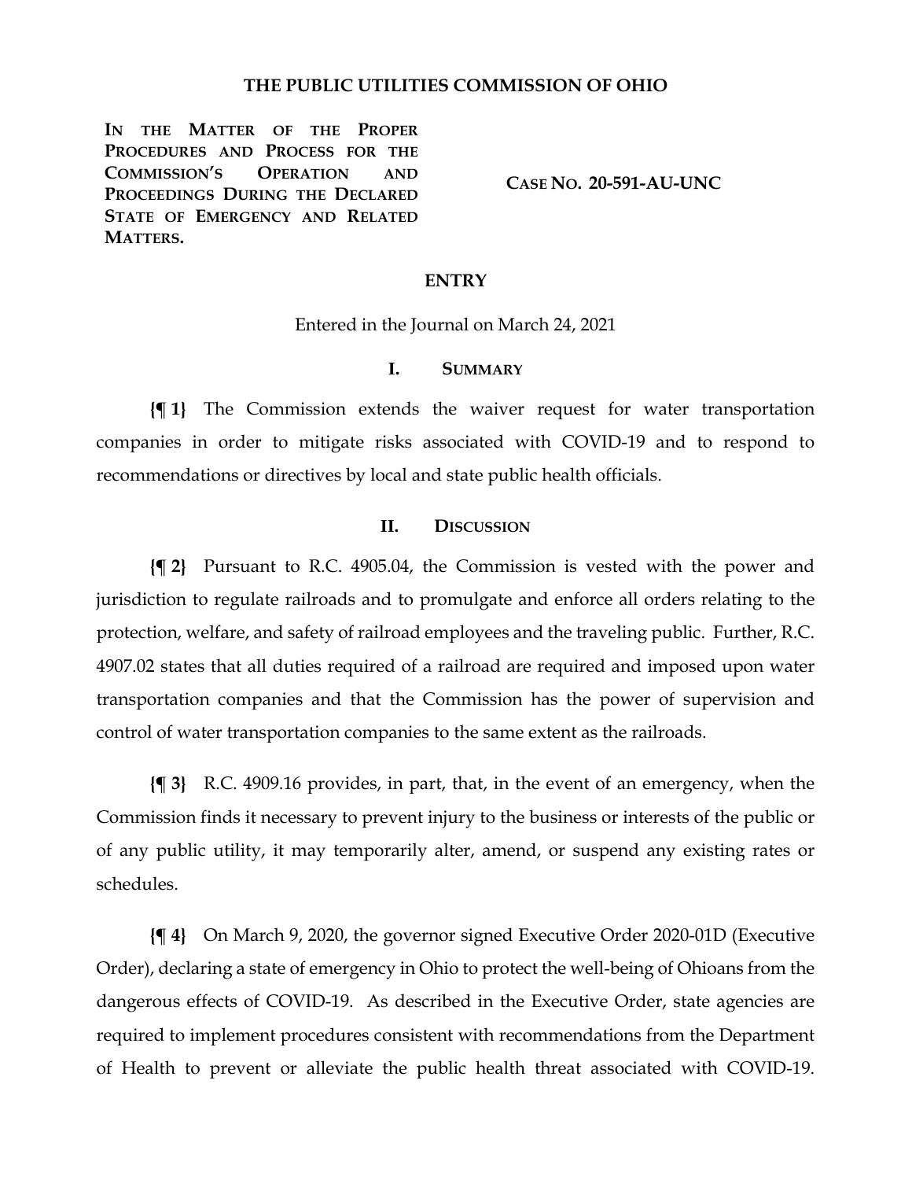# THE PUBLIC UTILITIES COMMISSION OF OHIO

| | |
|---|---|
| **IN THE MATTER OF THE PROPER PROCEDURES AND PROCESS FOR THE COMMISSION'S OPERATION AND PROCEEDINGS DURING THE DECLARED STATE OF EMERGENCY AND RELATED MATTERS.** | **CASE NO. 20-591-AU-UNC** |

## ENTRY

Entered in the Journal on March 24, 2021

### I. SUMMARY

**{¶ 1}** The Commission extends the waiver request for water transportation companies in order to mitigate risks associated with COVID-19 and to respond to recommendations or directives by local and state public health officials.

### II. DISCUSSION

**{¶ 2}** Pursuant to R.C. 4905.04, the Commission is vested with the power and jurisdiction to regulate railroads and to promulgate and enforce all orders relating to the protection, welfare, and safety of railroad employees and the traveling public. Further, R.C. 4907.02 states that all duties required of a railroad are required and imposed upon water transportation companies and that the Commission has the power of supervision and control of water transportation companies to the same extent as the railroads.

**{¶ 3}** R.C. 4909.16 provides, in part, that, in the event of an emergency, when the Commission finds it necessary to prevent injury to the business or interests of the public or of any public utility, it may temporarily alter, amend, or suspend any existing rates or schedules.

**{¶ 4}** On March 9, 2020, the governor signed Executive Order 2020-01D (Executive Order), declaring a state of emergency in Ohio to protect the well-being of Ohioans from the dangerous effects of COVID-19. As described in the Executive Order, state agencies are required to implement procedures consistent with recommendations from the Department of Health to prevent or alleviate the public health threat associated with COVID-19.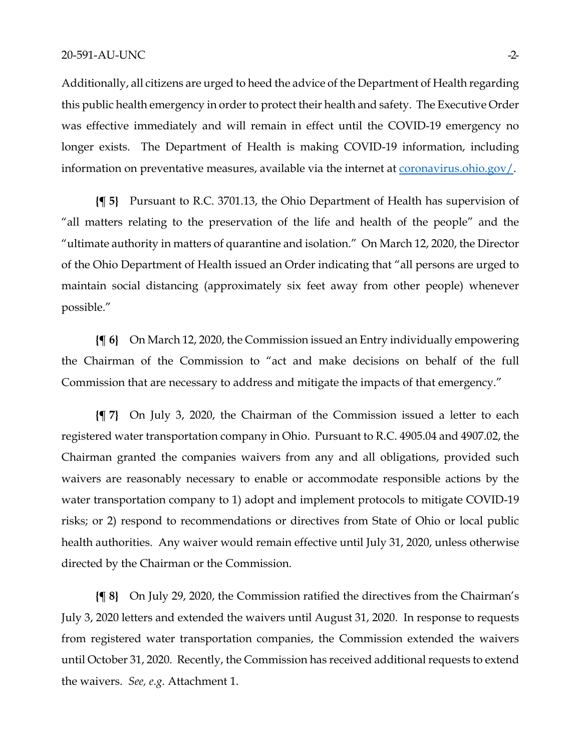Additionally, all citizens are urged to heed the advice of the Department of Health regarding this public health emergency in order to protect their health and safety. The Executive Order was effective immediately and will remain in effect until the COVID-19 emergency no longer exists. The Department of Health is making COVID-19 information, including information on preventative measures, available via the internet at [coronavirus.ohio.gov/](coronavirus.ohio.gov/).

**{¶ 5}** Pursuant to R.C. 3701.13, the Ohio Department of Health has supervision of "all matters relating to the preservation of the life and health of the people" and the "ultimate authority in matters of quarantine and isolation." On March 12, 2020, the Director of the Ohio Department of Health issued an Order indicating that "all persons are urged to maintain social distancing (approximately six feet away from other people) whenever possible."

**{¶ 6}** On March 12, 2020, the Commission issued an Entry individually empowering the Chairman of the Commission to "act and make decisions on behalf of the full Commission that are necessary to address and mitigate the impacts of that emergency."

**{¶ 7}** On July 3, 2020, the Chairman of the Commission issued a letter to each registered water transportation company in Ohio. Pursuant to R.C. 4905.04 and 4907.02, the Chairman granted the companies waivers from any and all obligations, provided such waivers are reasonably necessary to enable or accommodate responsible actions by the water transportation company to 1) adopt and implement protocols to mitigate COVID-19 risks; or 2) respond to recommendations or directives from State of Ohio or local public health authorities. Any waiver would remain effective until July 31, 2020, unless otherwise directed by the Chairman or the Commission.

**{¶ 8}** On July 29, 2020, the Commission ratified the directives from the Chairman's July 3, 2020 letters and extended the waivers until August 31, 2020. In response to requests from registered water transportation companies, the Commission extended the waivers until October 31, 2020. Recently, the Commission has received additional requests to extend the waivers. *See, e.g.* Attachment 1.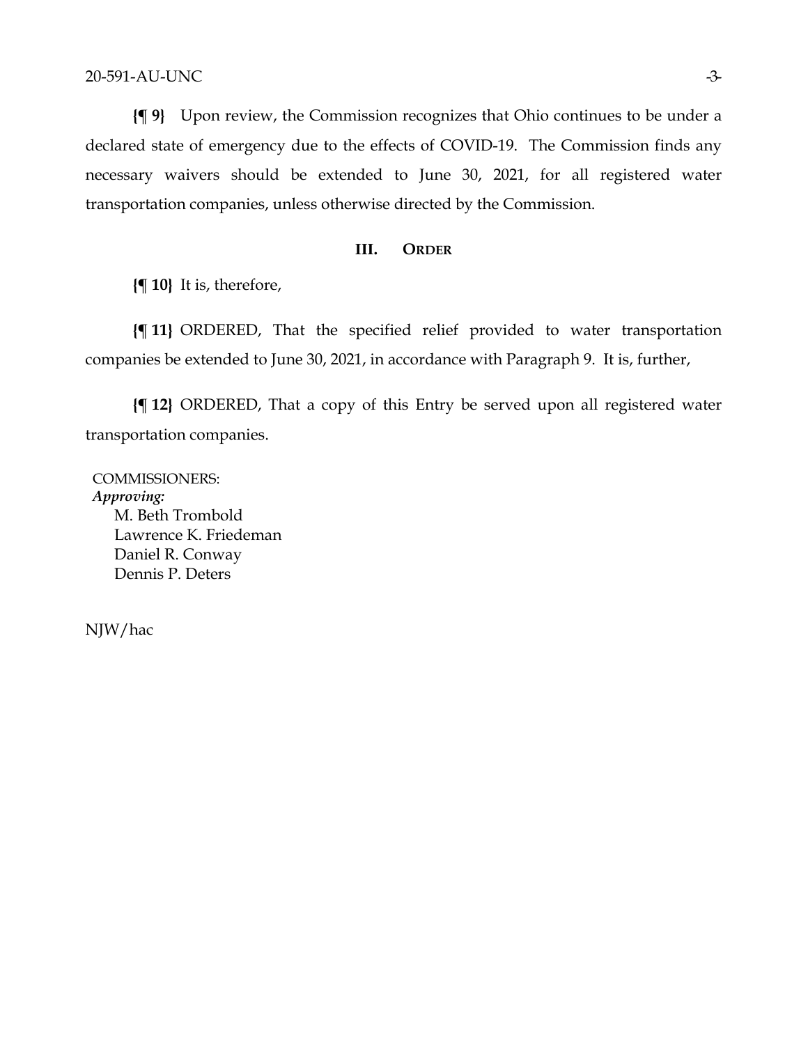**{¶ 9}** Upon review, the Commission recognizes that Ohio continues to be under a declared state of emergency due to the effects of COVID-19. The Commission finds any necessary waivers should be extended to June 30, 2021, for all registered water transportation companies, unless otherwise directed by the Commission.

## III. ORDER

**{¶ 10}** It is, therefore,

**{¶ 11}** ORDERED, That the specified relief provided to water transportation companies be extended to June 30, 2021, in accordance with Paragraph 9. It is, further,

**{¶ 12}** ORDERED, That a copy of this Entry be served upon all registered water transportation companies.

COMMISSIONERS:
*Approving:*
M. Beth Trombold
Lawrence K. Friedeman
Daniel R. Conway
Dennis P. Deters

NJW/hac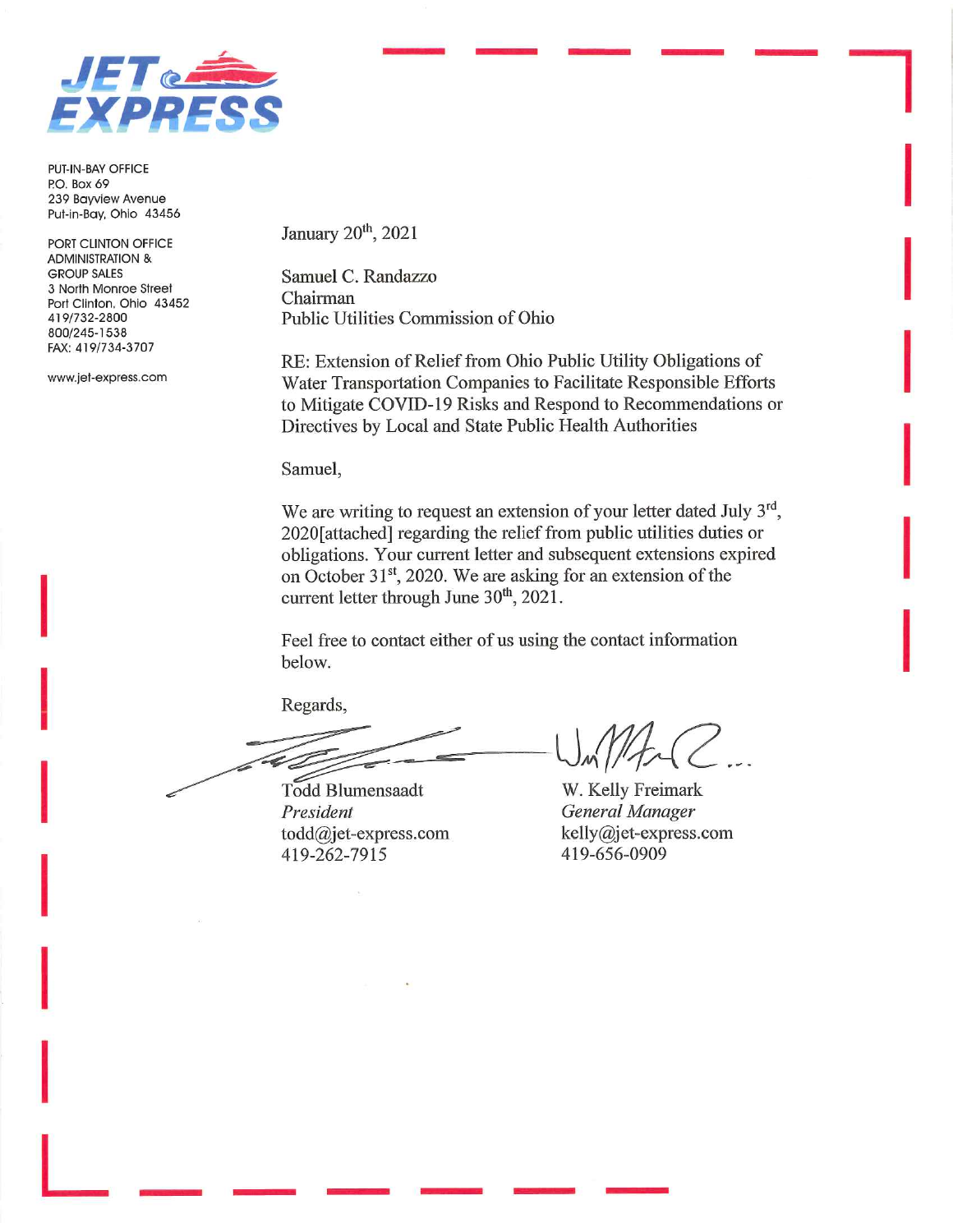**JET EXPRESS**

PUT-IN-BAY OFFICE
P.O. Box 69
239 Bayview Avenue
Put-in-Bay, Ohio 43456

PORT CLINTON OFFICE
ADMINISTRATION &
GROUP SALES
3 North Monroe Street
Port Clinton, Ohio 43452
419/732-2800
800/245-1538
FAX: 419/734-3707

www.jet-express.com

January 20th, 2021

Samuel C. Randazzo
Chairman
Public Utilities Commission of Ohio

RE: Extension of Relief from Ohio Public Utility Obligations of Water Transportation Companies to Facilitate Responsible Efforts to Mitigate COVID-19 Risks and Respond to Recommendations or Directives by Local and State Public Health Authorities

Samuel,

We are writing to request an extension of your letter dated July 3rd, 2020[attached] regarding the relief from public utilities duties or obligations. Your current letter and subsequent extensions expired on October 31st, 2020. We are asking for an extension of the current letter through June 30th, 2021.

Feel free to contact either of us using the contact information below.

Regards,

| | |
|---|---|
| Todd Blumensaadt | W. Kelly Freimark |
| *President* | *General Manager* |
| todd@jet-express.com | kelly@jet-express.com |
| 419-262-7915 | 419-656-0909 |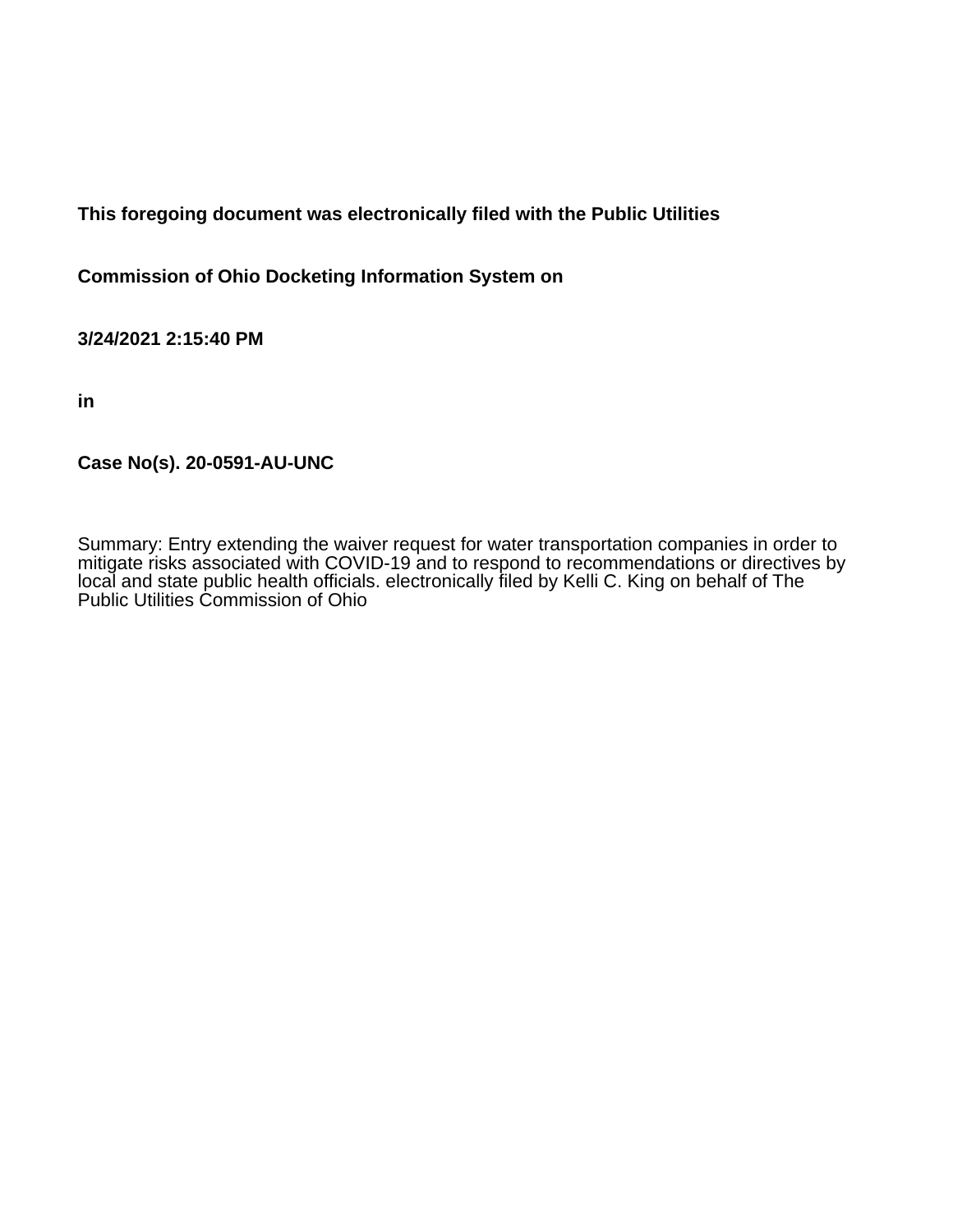**This foregoing document was electronically filed with the Public Utilities**

**Commission of Ohio Docketing Information System on**

**3/24/2021 2:15:40 PM**

**in**

**Case No(s). 20-0591-AU-UNC**

Summary: Entry extending the waiver request for water transportation companies in order to mitigate risks associated with COVID-19 and to respond to recommendations or directives by local and state public health officials. electronically filed by Kelli C. King on behalf of The Public Utilities Commission of Ohio